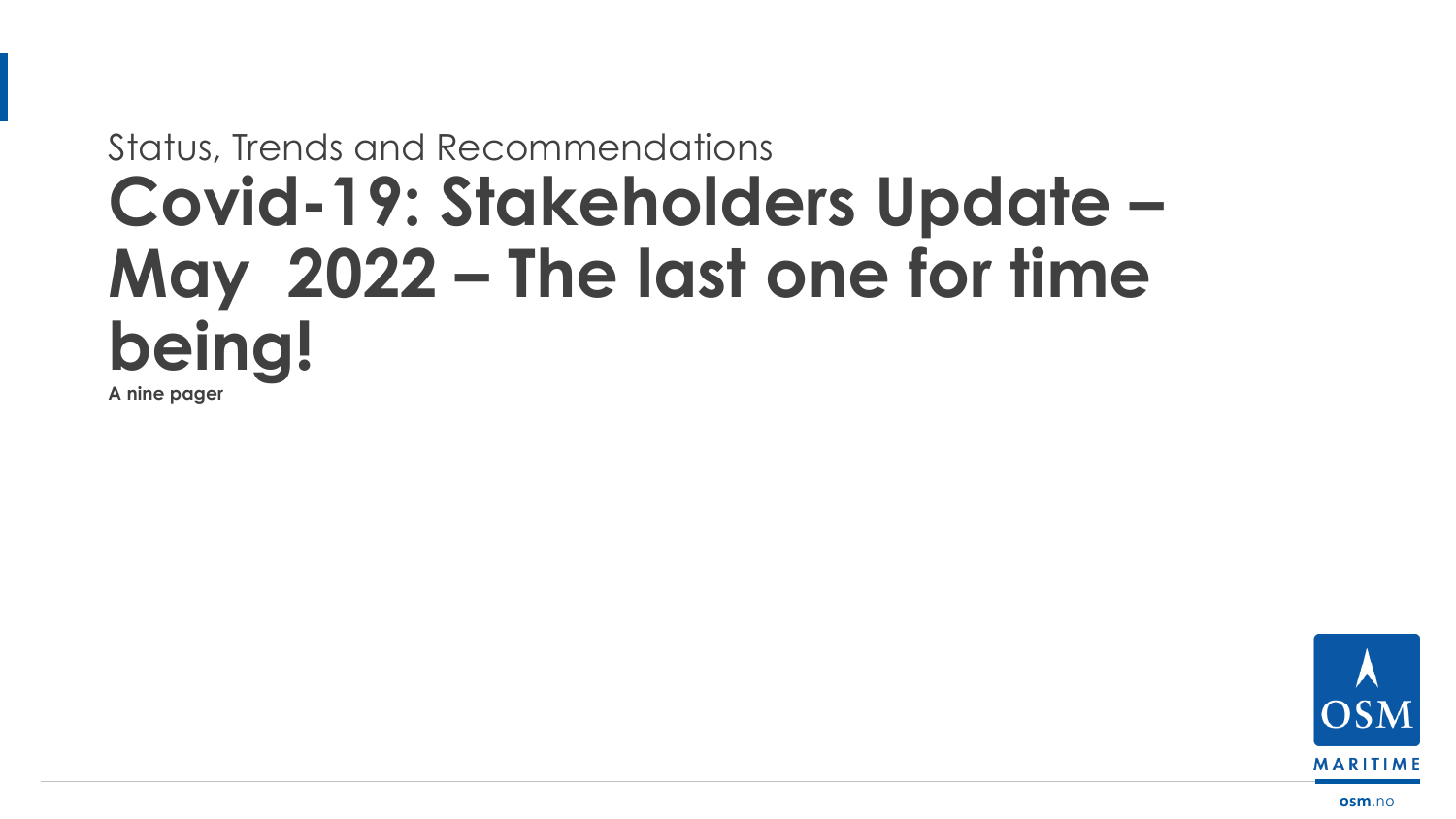Status, Trends and Recommendations

# Covid-19: Stakeholders Update – May 2022 – The last one for time being!

**A nine pager**

OSM MARITIME

osm.no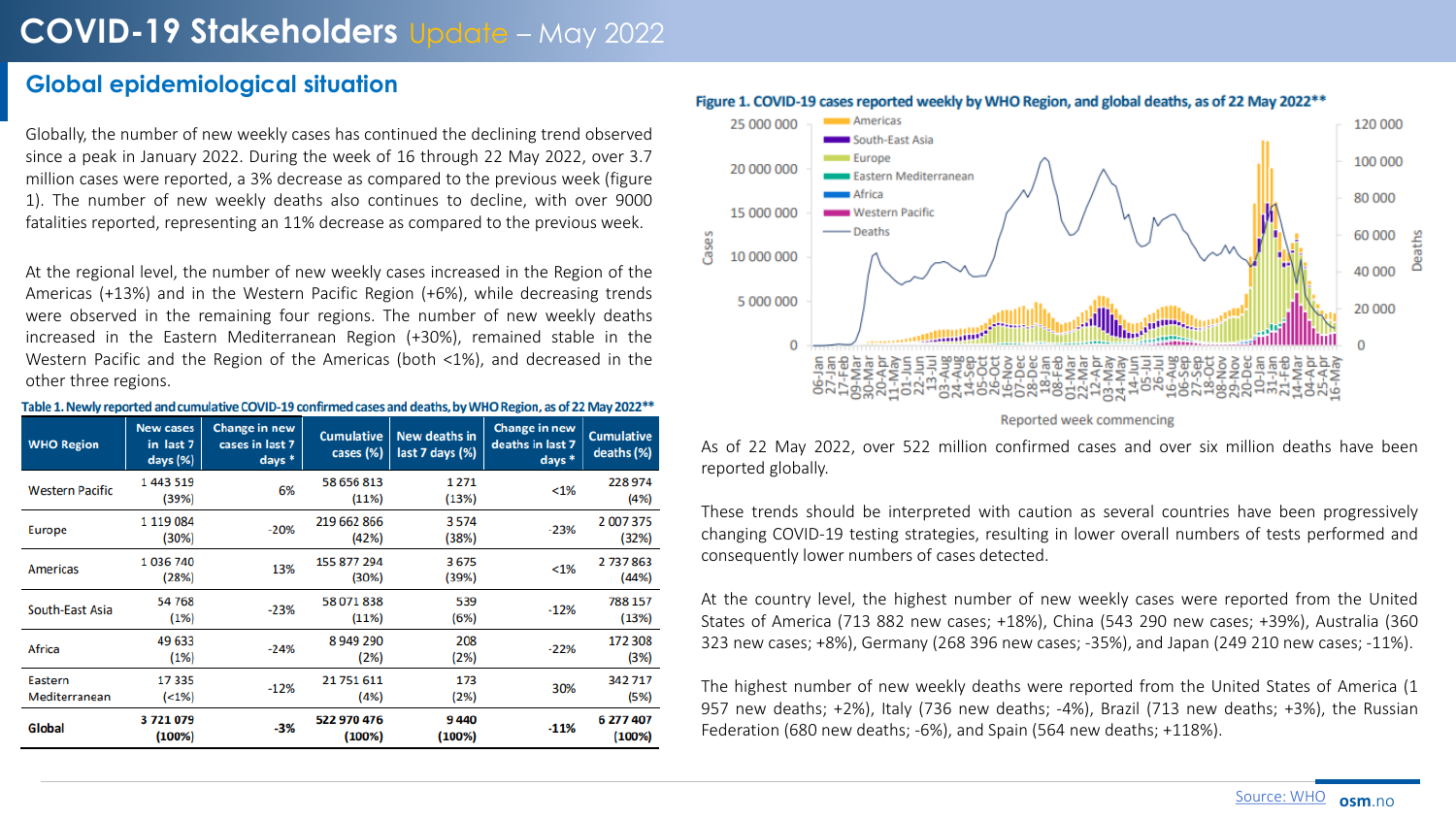# COVID-19 Stakeholders Update – May 2022

## Global epidemiological situation

Globally, the number of new weekly cases has continued the declining trend observed since a peak in January 2022. During the week of 16 through 22 May 2022, over 3.7 million cases were reported, a 3% decrease as compared to the previous week (figure 1). The number of new weekly deaths also continues to decline, with over 9000 fatalities reported, representing an 11% decrease as compared to the previous week.

At the regional level, the number of new weekly cases increased in the Region of the Americas (+13%) and in the Western Pacific Region (+6%), while decreasing trends were observed in the remaining four regions. The number of new weekly deaths increased in the Eastern Mediterranean Region (+30%), remained stable in the Western Pacific and the Region of the Americas (both <1%), and decreased in the other three regions.

**Table 1. Newly reported and cumulative COVID-19 confirmed cases and deaths, by WHO Region, as of 22 May 2022****

| WHO Region | New cases in last 7 days (%) | Change in new cases in last 7 days * | Cumulative cases (%) | New deaths in last 7 days (%) | Change in new deaths in last 7 days * | Cumulative deaths (%) |
|---|---|---|---|---|---|---|
| Western Pacific | 1 443 519 (39%) | 6% | 58 656 813 (11%) | 1 271 (13%) | <1% | 228 974 (4%) |
| Europe | 1 119 084 (30%) | -20% | 219 662 866 (42%) | 3 574 (38%) | -23% | 2 007 375 (32%) |
| Americas | 1 036 740 (28%) | 13% | 155 877 294 (30%) | 3 675 (39%) | <1% | 2 737 863 (44%) |
| South-East Asia | 54 768 (1%) | -23% | 58 071 838 (11%) | 539 (6%) | -12% | 788 157 (13%) |
| Africa | 49 633 (1%) | -24% | 8 949 290 (2%) | 208 (2%) | -22% | 172 308 (3%) |
| Eastern Mediterranean | 17 335 (<1%) | -12% | 21 751 611 (4%) | 173 (2%) | 30% | 342 717 (5%) |
| **Global** | **3 721 079 (100%)** | **-3%** | **522 970 476 (100%)** | **9 440 (100%)** | **-11%** | **6 277 407 (100%)** |

**Figure 1. COVID-19 cases reported weekly by WHO Region, and global deaths, as of 22 May 2022****

As of 22 May 2022, over 522 million confirmed cases and over six million deaths have been reported globally.

These trends should be interpreted with caution as several countries have been progressively changing COVID-19 testing strategies, resulting in lower overall numbers of tests performed and consequently lower numbers of cases detected.

At the country level, the highest number of new weekly cases were reported from the United States of America (713 882 new cases; +18%), China (543 290 new cases; +39%), Australia (360 323 new cases; +8%), Germany (268 396 new cases; -35%), and Japan (249 210 new cases; -11%).

The highest number of new weekly deaths were reported from the United States of America (1 957 new deaths; +2%), Italy (736 new deaths; -4%), Brazil (713 new deaths; +3%), the Russian Federation (680 new deaths; -6%), and Spain (564 new deaths; +118%).

Source: WHO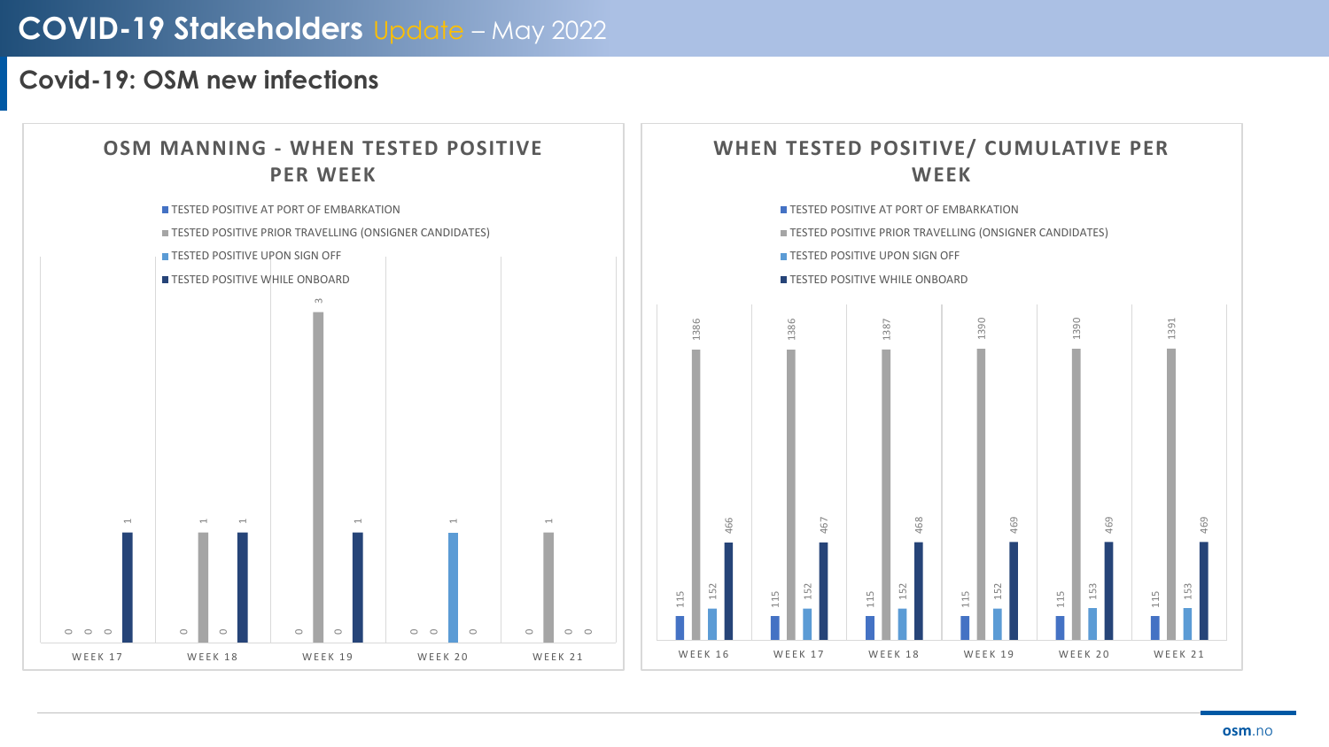# COVID-19 Stakeholders Update – May 2022

## Covid-19: OSM new infections

### OSM MANNING - WHEN TESTED POSITIVE PER WEEK

| | WEEK 17 | WEEK 18 | WEEK 19 | WEEK 20 | WEEK 21 |
|---|---|---|---|---|---|
| TESTED POSITIVE AT PORT OF EMBARKATION | 0 | 0 | 0 | 0 | 0 |
| TESTED POSITIVE PRIOR TRAVELLING (ONSIGNER CANDIDATES) | 0 | 1 | 3 | 0 | 1 |
| TESTED POSITIVE UPON SIGN OFF | 0 | 0 | 0 | 1 | 0 |
| TESTED POSITIVE WHILE ONBOARD | 1 | 1 | 1 | 0 | 0 |

### WHEN TESTED POSITIVE/ CUMULATIVE PER WEEK

| | WEEK 16 | WEEK 17 | WEEK 18 | WEEK 19 | WEEK 20 | WEEK 21 |
|---|---|---|---|---|---|---|
| TESTED POSITIVE AT PORT OF EMBARKATION | 115 | 115 | 115 | 115 | 115 | 115 |
| TESTED POSITIVE PRIOR TRAVELLING (ONSIGNER CANDIDATES) | 1386 | 1386 | 1387 | 1390 | 1390 | 1391 |
| TESTED POSITIVE UPON SIGN OFF | 152 | 152 | 152 | 152 | 153 | 153 |
| TESTED POSITIVE WHILE ONBOARD | 466 | 467 | 468 | 469 | 469 | 469 |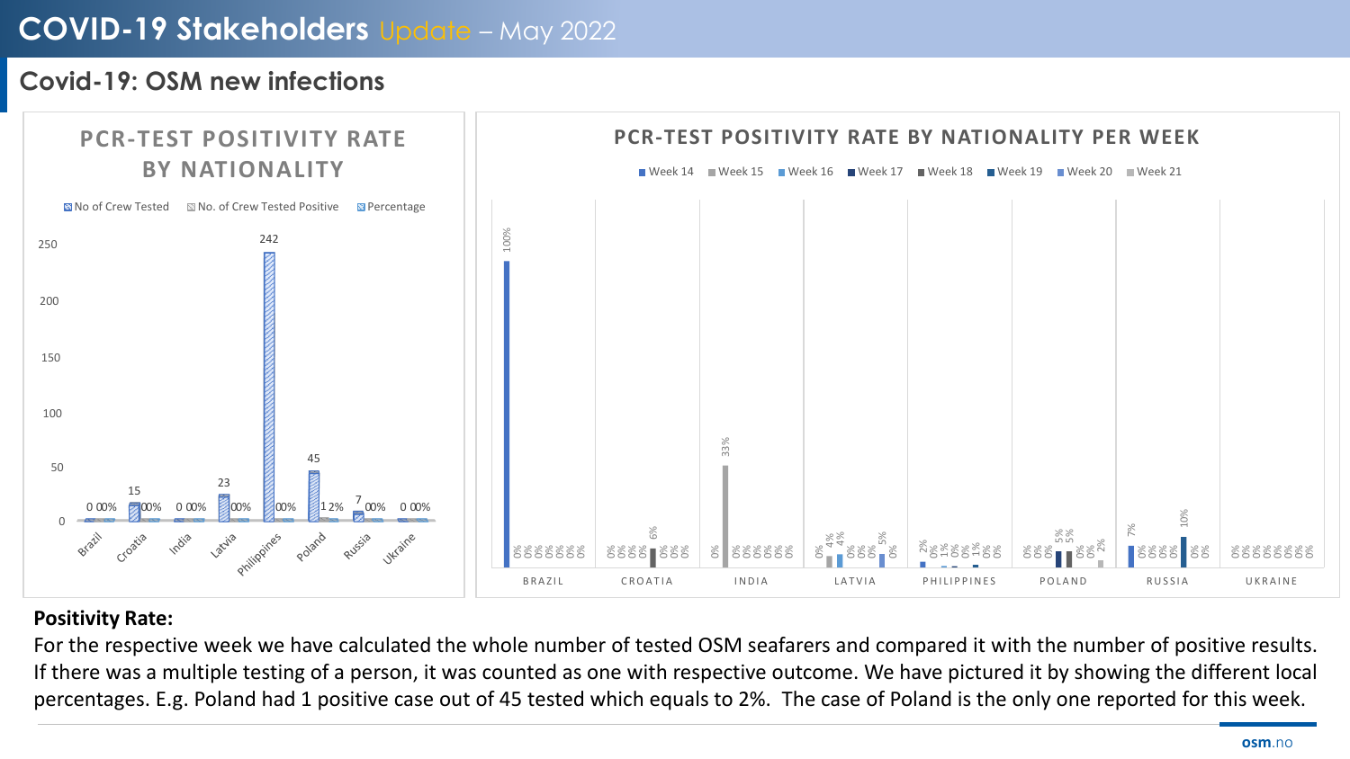# COVID-19 Stakeholders Update – May 2022

## Covid-19: OSM new infections

### PCR-TEST POSITIVITY RATE BY NATIONALITY

No of Crew Tested | No. of Crew Tested Positive | Percentage

| Nationality | No of Crew Tested | No. of Crew Tested Positive | Percentage |
|---|---|---|---|
| Brazil | 0 | 0 | 0% |
| Croatia | 15 | 0 | 0% |
| India | 0 | 0 | 0% |
| Latvia | 23 | 0 | 0% |
| Philippines | 242 | 0 | 0% |
| Poland | 45 | 1 | 2% |
| Russia | 7 | 0 | 0% |
| Ukraine | 0 | 0 | 0% |

### PCR-TEST POSITIVITY RATE BY NATIONALITY PER WEEK

Week 14 | Week 15 | Week 16 | Week 17 | Week 18 | Week 19 | Week 20 | Week 21

BRAZIL | CROATIA | INDIA | LATVIA | PHILIPPINES | POLAND | RUSSIA | UKRAINE

**Positivity Rate:**

For the respective week we have calculated the whole number of tested OSM seafarers and compared it with the number of positive results. If there was a multiple testing of a person, it was counted as one with respective outcome. We have pictured it by showing the different local percentages. E.g. Poland had 1 positive case out of 45 tested which equals to 2%. The case of Poland is the only one reported for this week.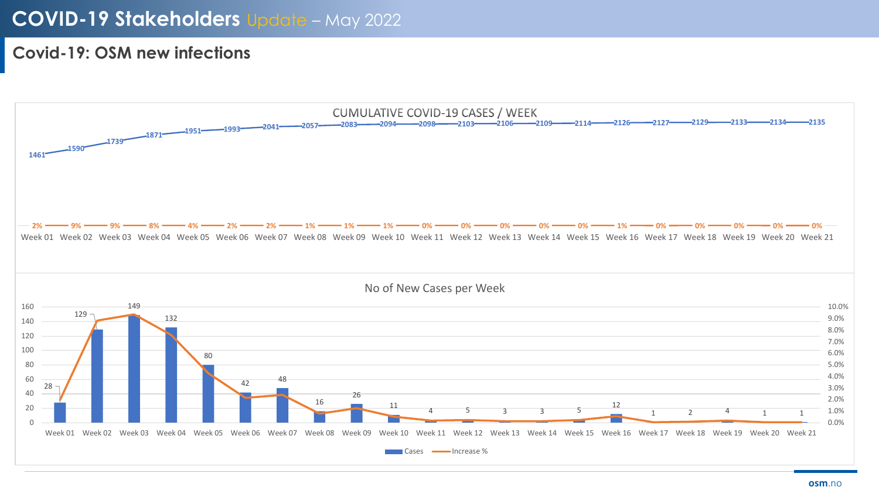# COVID-19 Stakeholders Update – May 2022

## Covid-19: OSM new infections

CUMULATIVE COVID-19 CASES / WEEK

| Week | Week 01 | Week 02 | Week 03 | Week 04 | Week 05 | Week 06 | Week 07 | Week 08 | Week 09 | Week 10 | Week 11 | Week 12 | Week 13 | Week 14 | Week 15 | Week 16 | Week 17 | Week 18 | Week 19 | Week 20 | Week 21 |
|---|---|---|---|---|---|---|---|---|---|---|---|---|---|---|---|---|---|---|---|---|---|
| Cumulative cases | 1461 | 1590 | 1739 | 1871 | 1951 | 1993 | 2041 | 2057 | 2083 | 2094 | 2098 | 2103 | 2106 | 2109 | 2114 | 2126 | 2127 | 2129 | 2133 | 2134 | 2135 |
| Increase % | 2% | 9% | 9% | 8% | 4% | 2% | 2% | 1% | 1% | 1% | 0% | 0% | 0% | 0% | 0% | 1% | 0% | 0% | 0% | 0% | 0% |

No of New Cases per Week

| Week | Week 01 | Week 02 | Week 03 | Week 04 | Week 05 | Week 06 | Week 07 | Week 08 | Week 09 | Week 10 | Week 11 | Week 12 | Week 13 | Week 14 | Week 15 | Week 16 | Week 17 | Week 18 | Week 19 | Week 20 | Week 21 |
|---|---|---|---|---|---|---|---|---|---|---|---|---|---|---|---|---|---|---|---|---|---|
| Cases | 28 | 129 | 149 | 132 | 80 | 42 | 48 | 16 | 26 | 11 | 4 | 5 | 3 | 3 | 5 | 12 | 1 | 2 | 4 | 1 | 1 |

Legend: Cases, Increase %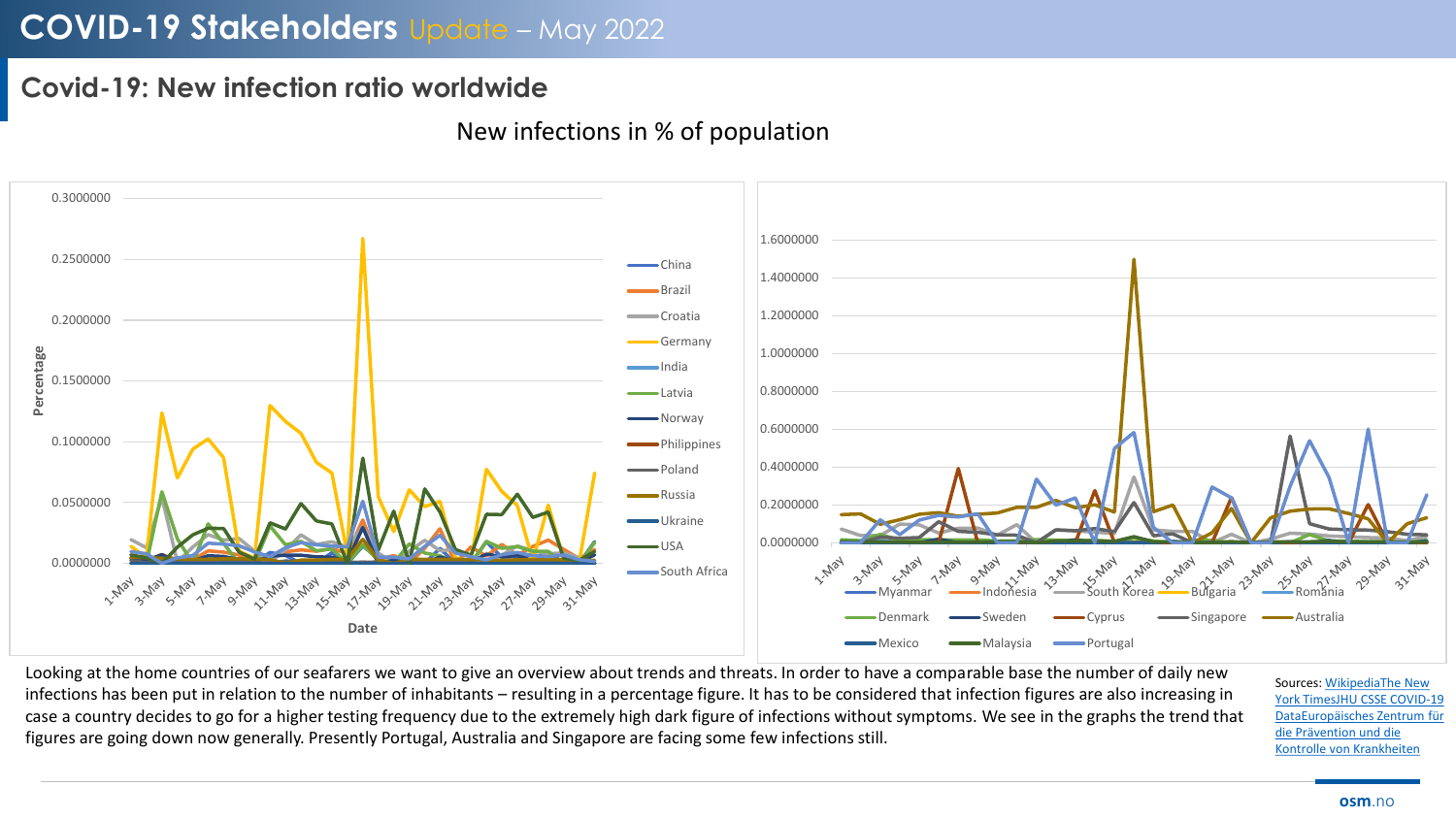# COVID-19 Stakeholders Update – May 2022

## Covid-19: New infection ratio worldwide

New infections in % of population

Looking at the home countries of our seafarers we want to give an overview about trends and threats. In order to have a comparable base the number of daily new infections has been put in relation to the number of inhabitants – resulting in a percentage figure. It has to be considered that infection figures are also increasing in case a country decides to go for a higher testing frequency due to the extremely high dark figure of infections without symptoms. We see in the graphs the trend that figures are going down now generally. Presently Portugal, Australia and Singapore are facing some few infections still.

Sources: WikipediaThe New York TimesJHU CSSE COVID-19 DataEuropäisches Zentrum für die Prävention und die Kontrolle von Krankheiten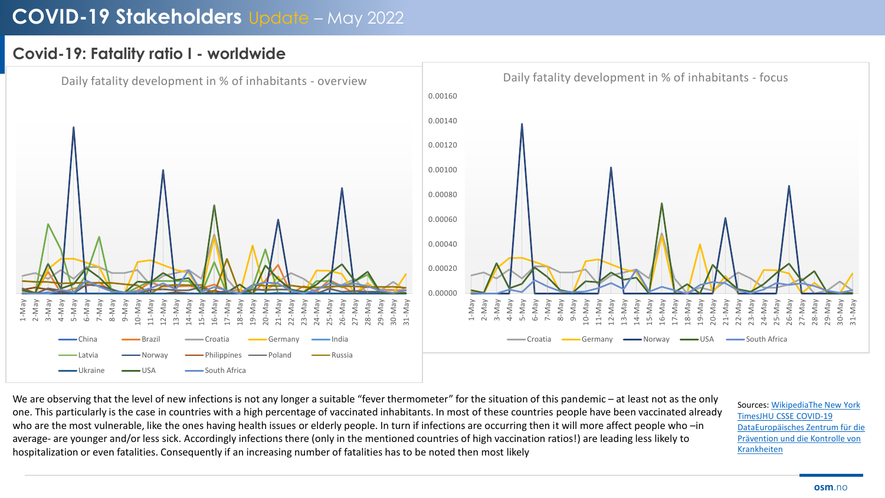# COVID-19 Stakeholders Update – May 2022

## Covid-19: Fatality ratio I - worldwide

Daily fatality development in % of inhabitants - overview

China, Brazil, Croatia, Germany, India, Latvia, Norway, Philippines, Poland, Russia, Ukraine, USA, South Africa

Daily fatality development in % of inhabitants - focus

Croatia, Germany, Norway, USA, South Africa

We are observing that the level of new infections is not any longer a suitable "fever thermometer" for the situation of this pandemic – at least not as the only one. This particularly is the case in countries with a high percentage of vaccinated inhabitants. In most of these countries people have been vaccinated already who are the most vulnerable, like the ones having health issues or elderly people. In turn if infections are occurring then it will more affect people who –in average- are younger and/or less sick. Accordingly infections there (only in the mentioned countries of high vaccination ratios!) are leading less likely to hospitalization or even fatalities. Consequently if an increasing number of fatalities has to be noted then most likely

Sources: WikipediaThe New York TimesJHU CSSE COVID-19 DataEuropäisches Zentrum für die Prävention und die Kontrolle von Krankheiten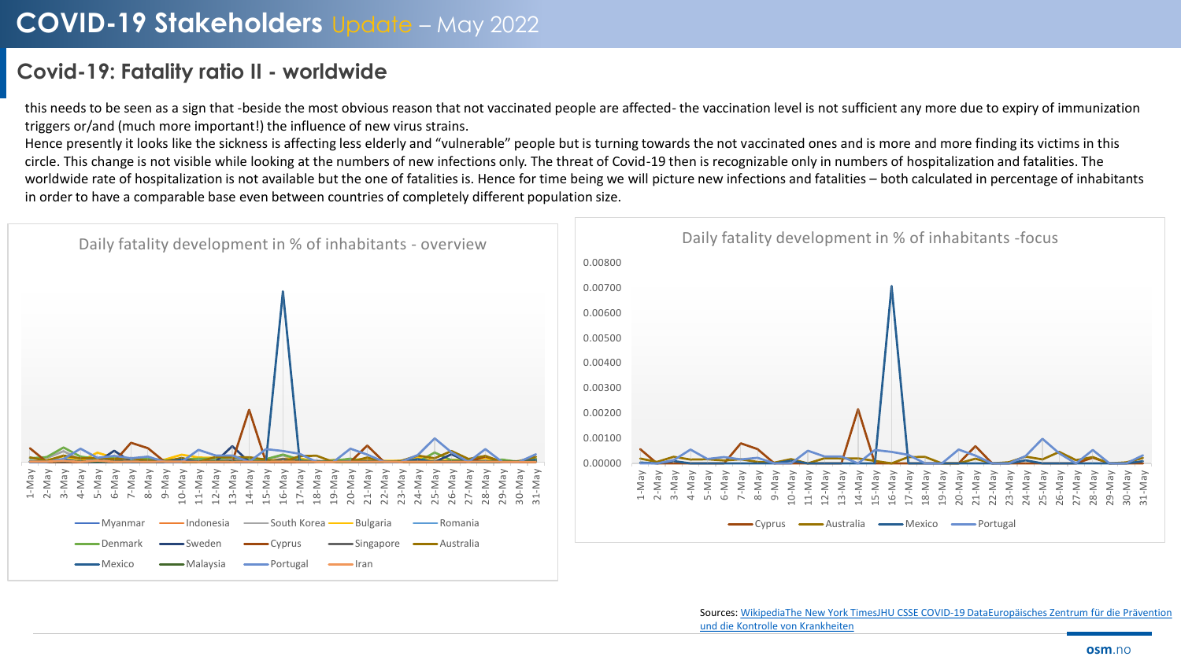# COVID-19 Stakeholders Update – May 2022

## Covid-19: Fatality ratio II - worldwide

this needs to be seen as a sign that -beside the most obvious reason that not vaccinated people are affected- the vaccination level is not sufficient any more due to expiry of immunization triggers or/and (much more important!) the influence of new virus strains.

Hence presently it looks like the sickness is affecting less elderly and "vulnerable" people but is turning towards the not vaccinated ones and is more and more finding its victims in this circle. This change is not visible while looking at the numbers of new infections only. The threat of Covid-19 then is recognizable only in numbers of hospitalization and fatalities. The worldwide rate of hospitalization is not available but the one of fatalities is. Hence for time being we will picture new infections and fatalities – both calculated in percentage of inhabitants in order to have a comparable base even between countries of completely different population size.

Daily fatality development in % of inhabitants - overview

Legend: Myanmar, Indonesia, South Korea, Bulgaria, Romania, Denmark, Sweden, Cyprus, Singapore, Australia, Mexico, Malaysia, Portugal, Iran

Daily fatality development in % of inhabitants -focus

Legend: Cyprus, Australia, Mexico, Portugal

Sources: WikipediaThe New York TimesJHU CSSE COVID-19 DataEuropäisches Zentrum für die Prävention und die Kontrolle von Krankheiten

osm.no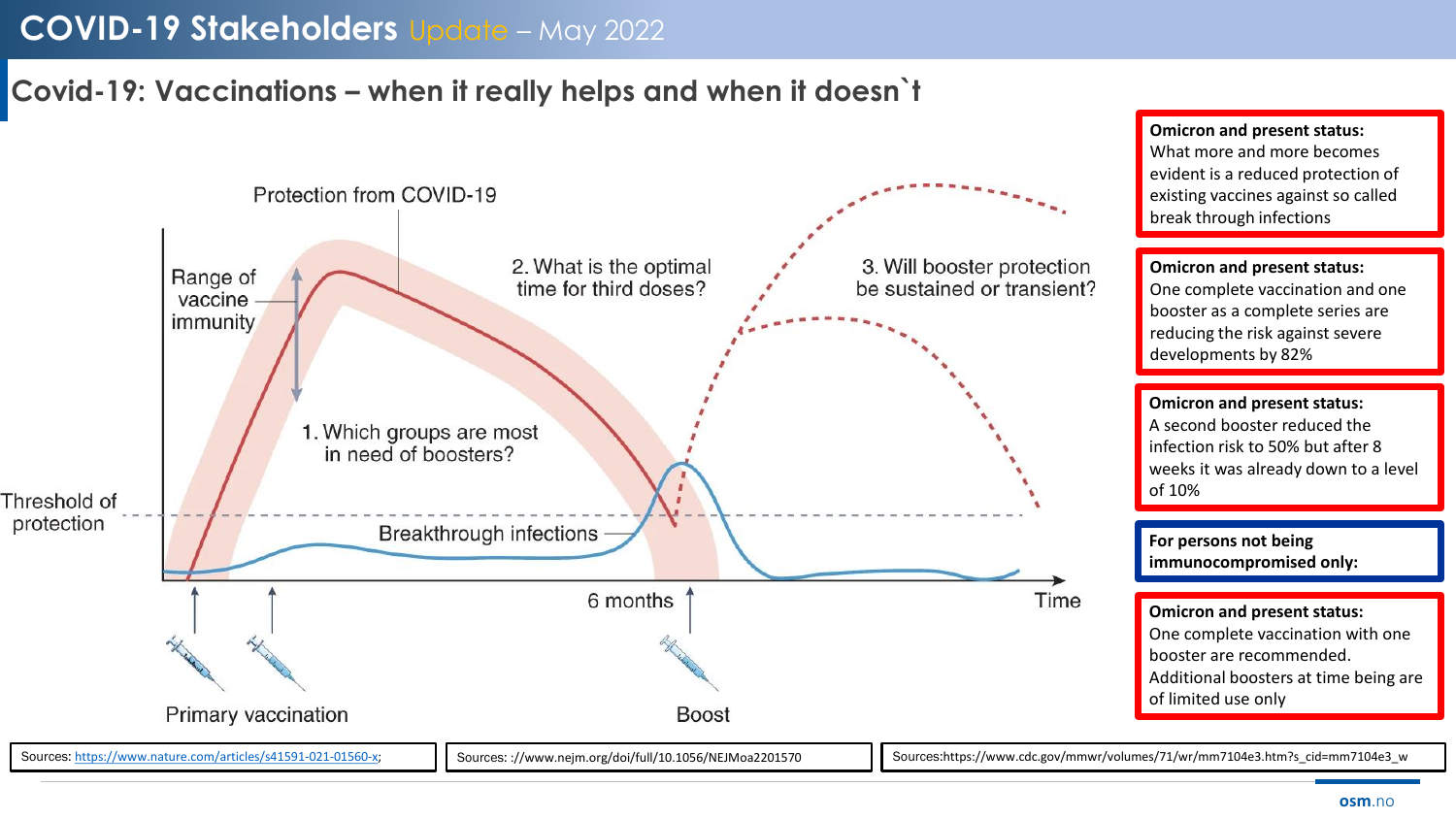# COVID-19 Stakeholders Update – May 2022

## Covid-19: Vaccinations – when it really helps and when it doesn`t

Protection from COVID-19

Range of vaccine immunity

2. What is the optimal time for third doses?

3. Will booster protection be sustained or transient?

1. Which groups are most in need of boosters?

Threshold of protection

Breakthrough infections

6 months

Time

Primary vaccination

Boost

**Omicron and present status:**
What more and more becomes evident is a reduced protection of existing vaccines against so called break through infections

**Omicron and present status:**
One complete vaccination and one booster as a complete series are reducing the risk against severe developments by 82%

**Omicron and present status:**
A second booster reduced the infection risk to 50% but after 8 weeks it was already down to a level of 10%

**For persons not being immunocompromised only:**

**Omicron and present status:**
One complete vaccination with one booster are recommended. Additional boosters at time being are of limited use only

Sources: https://www.nature.com/articles/s41591-021-01560-x;

Sources: ://www.nejm.org/doi/full/10.1056/NEJMoa2201570

Sources:https://www.cdc.gov/mmwr/volumes/71/wr/mm7104e3.htm?s_cid=mm7104e3_w